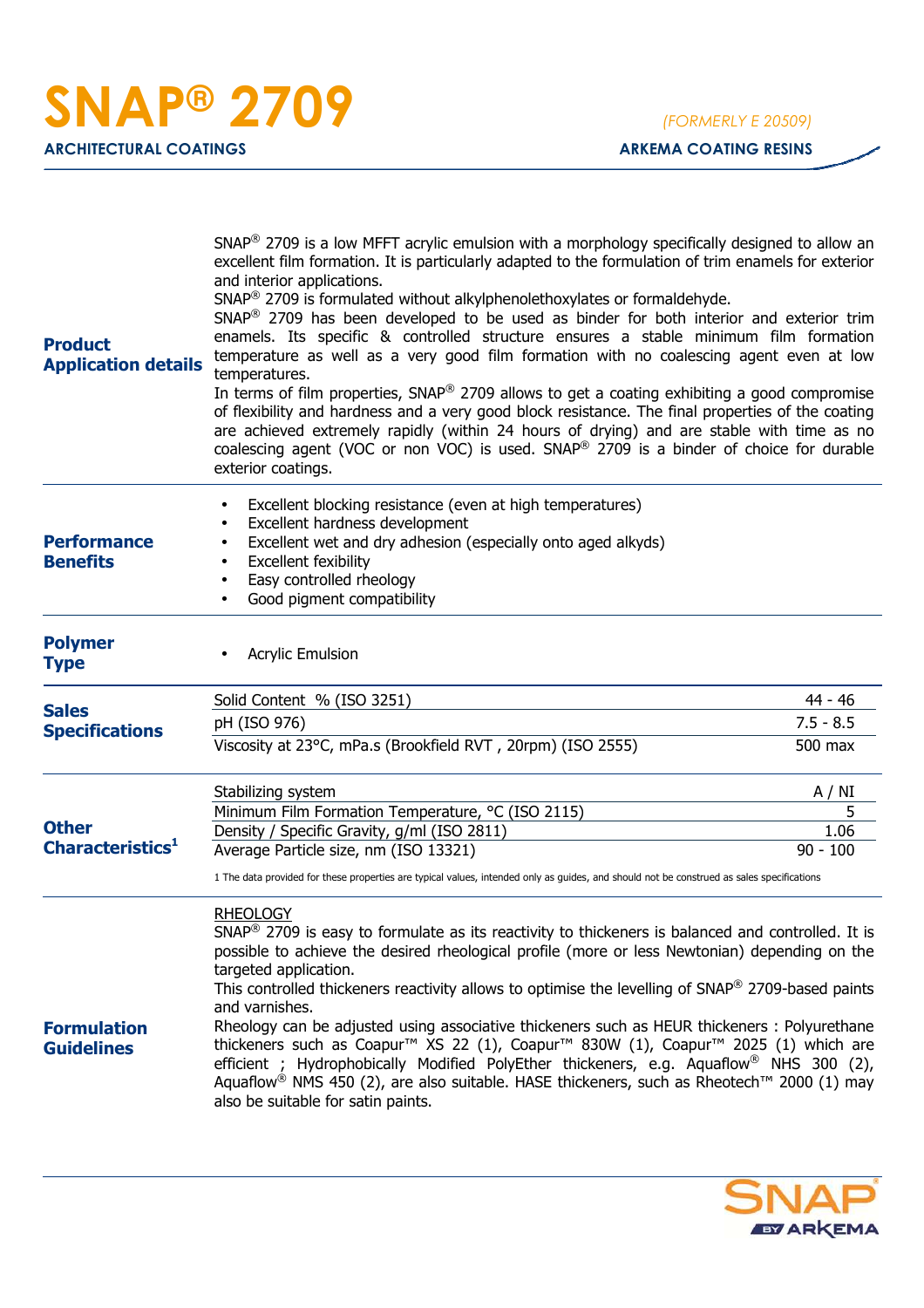# SNAP® 2709

*(FORMERLY E 20509)*

**ARCHITECTURAL COATINGS** — **ARKEMA COATING RESINS**

## Product Application details

SNAP® 2709 is a low MFFT acrylic emulsion with a morphology specifically designed to allow an excellent film formation. It is particularly adapted to the formulation of trim enamels for exterior and interior applications.

SNAP® 2709 is formulated without alkylphenolethoxylates or formaldehyde.

SNAP® 2709 has been developed to be used as binder for both interior and exterior trim enamels. Its specific & controlled structure ensures a stable minimum film formation temperature as well as a very good film formation with no coalescing agent even at low temperatures.

In terms of film properties, SNAP® 2709 allows to get a coating exhibiting a good compromise of flexibility and hardness and a very good block resistance. The final properties of the coating are achieved extremely rapidly (within 24 hours of drying) and are stable with time as no coalescing agent (VOC or non VOC) is used. SNAP® 2709 is a binder of choice for durable exterior coatings.

## Performance Benefits

- Excellent blocking resistance (even at high temperatures)
- Excellent hardness development
- Excellent wet and dry adhesion (especially onto aged alkyds)
- Excellent fexibility
- Easy controlled rheology
- Good pigment compatibility

## Polymer Type

- Acrylic Emulsion

## Sales Specifications

| Property | Value |
|---|---|
| Solid Content % (ISO 3251) | 44 - 46 |
| pH (ISO 976) | 7.5 - 8.5 |
| Viscosity at 23°C, mPa.s (Brookfield RVT , 20rpm) (ISO 2555) | 500 max |

## Other Characteristics[1]

| Property | Value |
|---|---|
| Stabilizing system | A / NI |
| Minimum Film Formation Temperature, °C (ISO 2115) | 5 |
| Density / Specific Gravity, g/ml (ISO 2811) | 1.06 |
| Average Particle size, nm (ISO 13321) | 90 - 100 |

1 The data provided for these properties are typical values, intended only as guides, and should not be construed as sales specifications

## Formulation Guidelines

RHEOLOGY

SNAP® 2709 is easy to formulate as its reactivity to thickeners is balanced and controlled. It is possible to achieve the desired rheological profile (more or less Newtonian) depending on the targeted application.

This controlled thickeners reactivity allows to optimise the levelling of SNAP® 2709-based paints and varnishes.

Rheology can be adjusted using associative thickeners such as HEUR thickeners : Polyurethane thickeners such as Coapur™ XS 22 (1), Coapur™ 830W (1), Coapur™ 2025 (1) which are efficient ; Hydrophobically Modified PolyEther thickeners, e.g. Aquaflow® NHS 300 (2), Aquaflow® NMS 450 (2), are also suitable. HASE thickeners, such as Rheotech™ 2000 (1) may also be suitable for satin paints.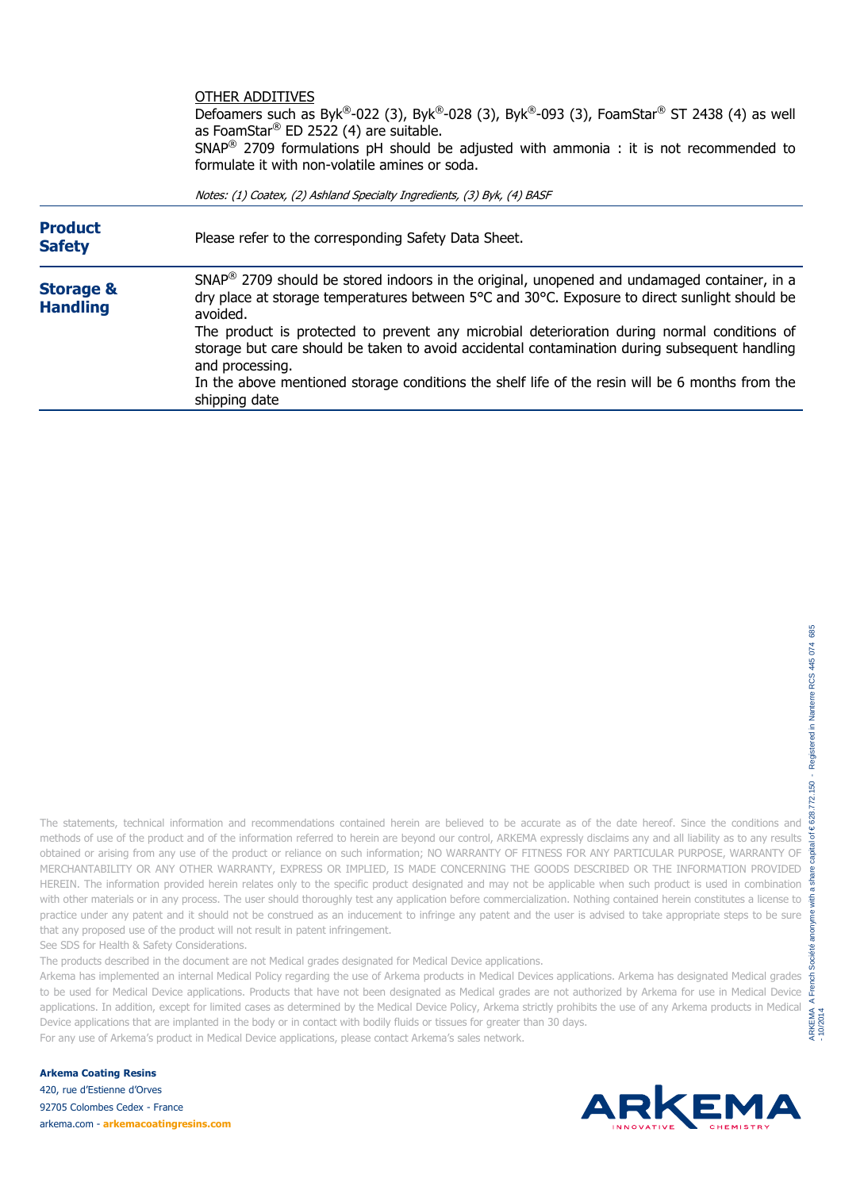OTHER ADDITIVES

Defoamers such as Byk®-022 (3), Byk®-028 (3), Byk®-093 (3), FoamStar® ST 2438 (4) as well as FoamStar® ED 2522 (4) are suitable.

SNAP® 2709 formulations pH should be adjusted with ammonia : it is not recommended to formulate it with non-volatile amines or soda.

*Notes: (1) Coatex, (2) Ashland Specialty Ingredients, (3) Byk, (4) BASF*

## Product Safety

Please refer to the corresponding Safety Data Sheet.

## Storage & Handling

SNAP® 2709 should be stored indoors in the original, unopened and undamaged container, in a dry place at storage temperatures between 5°C and 30°C. Exposure to direct sunlight should be avoided.

The product is protected to prevent any microbial deterioration during normal conditions of storage but care should be taken to avoid accidental contamination during subsequent handling and processing.

In the above mentioned storage conditions the shelf life of the resin will be 6 months from the shipping date

The statements, technical information and recommendations contained herein are believed to be accurate as of the date hereof. Since the conditions and methods of use of the product and of the information referred to herein are beyond our control, ARKEMA expressly disclaims any and all liability as to any results obtained or arising from any use of the product or reliance on such information; NO WARRANTY OF FITNESS FOR ANY PARTICULAR PURPOSE, WARRANTY OF MERCHANTABILITY OR ANY OTHER WARRANTY, EXPRESS OR IMPLIED, IS MADE CONCERNING THE GOODS DESCRIBED OR THE INFORMATION PROVIDED HEREIN. The information provided herein relates only to the specific product designated and may not be applicable when such product is used in combination with other materials or in any process. The user should thoroughly test any application before commercialization. Nothing contained herein constitutes a license to practice under any patent and it should not be construed as an inducement to infringe any patent and the user is advised to take appropriate steps to be sure that any proposed use of the product will not result in patent infringement.

See SDS for Health & Safety Considerations.

The products described in the document are not Medical grades designated for Medical Device applications.

Arkema has implemented an internal Medical Policy regarding the use of Arkema products in Medical Devices applications. Arkema has designated Medical grades to be used for Medical Device applications. Products that have not been designated as Medical grades are not authorized by Arkema for use in Medical Device applications. In addition, except for limited cases as determined by the Medical Device Policy, Arkema strictly prohibits the use of any Arkema products in Medical Device applications that are implanted in the body or in contact with bodily fluids or tissues for greater than 30 days.

For any use of Arkema's product in Medical Device applications, please contact Arkema's sales network.

**Arkema Coating Resins**
420, rue d'Estienne d'Orves
92705 Colombes Cedex - France
arkema.com - **arkemacoatingresins.com**

ARKEMA A French Société anonyme with a share capital of € 628.772.150 - Registered in Nanterre RCS 445 074 685 - 10/2014